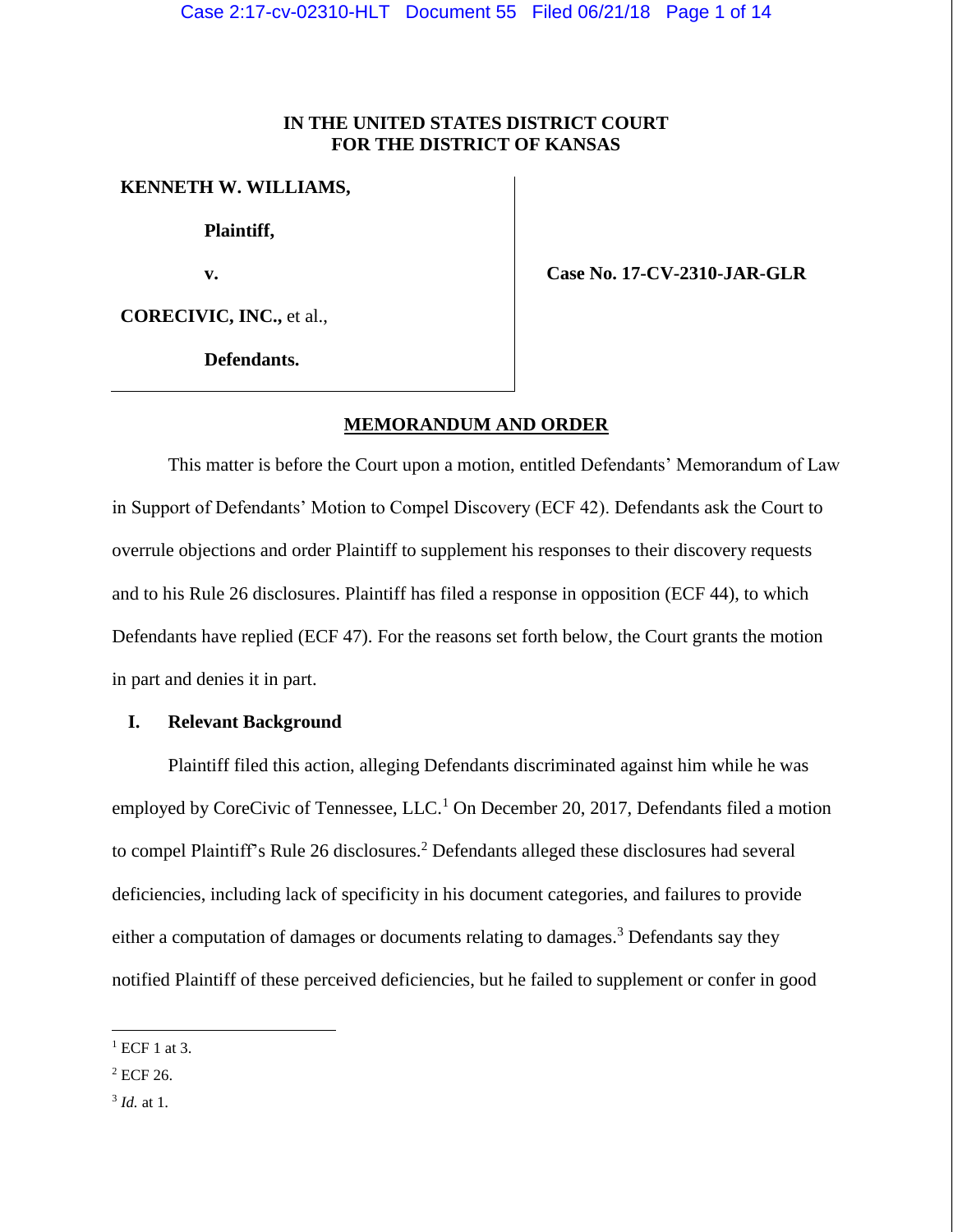**IN THE UNITED STATES DISTRICT COURT**
**FOR THE DISTRICT OF KANSAS**

**KENNETH W. WILLIAMS,**

**Plaintiff,**

**v.**

**CORECIVIC, INC.,** et al.,

**Defendants.**

**Case No. 17-CV-2310-JAR-GLR**

**MEMORANDUM AND ORDER**

This matter is before the Court upon a motion, entitled Defendants' Memorandum of Law in Support of Defendants' Motion to Compel Discovery (ECF 42). Defendants ask the Court to overrule objections and order Plaintiff to supplement his responses to their discovery requests and to his Rule 26 disclosures. Plaintiff has filed a response in opposition (ECF 44), to which Defendants have replied (ECF 47). For the reasons set forth below, the Court grants the motion in part and denies it in part.

## I. Relevant Background

Plaintiff filed this action, alleging Defendants discriminated against him while he was employed by CoreCivic of Tennessee, LLC.[1] On December 20, 2017, Defendants filed a motion to compel Plaintiff's Rule 26 disclosures.[2] Defendants alleged these disclosures had several deficiencies, including lack of specificity in his document categories, and failures to provide either a computation of damages or documents relating to damages.[3] Defendants say they notified Plaintiff of these perceived deficiencies, but he failed to supplement or confer in good

---

[1] ECF 1 at 3.

[2] ECF 26.

[3] *Id.* at 1.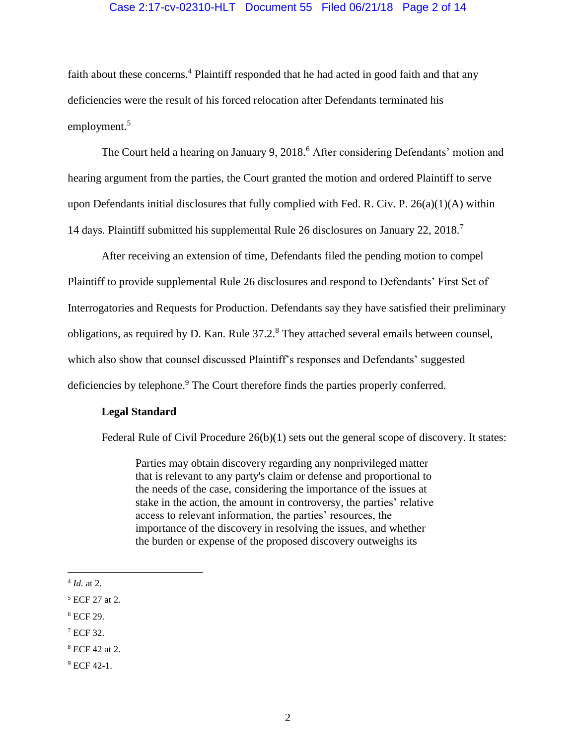faith about these concerns.[4] Plaintiff responded that he had acted in good faith and that any deficiencies were the result of his forced relocation after Defendants terminated his employment.[5]

The Court held a hearing on January 9, 2018.[6] After considering Defendants' motion and hearing argument from the parties, the Court granted the motion and ordered Plaintiff to serve upon Defendants initial disclosures that fully complied with Fed. R. Civ. P. 26(a)(1)(A) within 14 days. Plaintiff submitted his supplemental Rule 26 disclosures on January 22, 2018.[7]

After receiving an extension of time, Defendants filed the pending motion to compel Plaintiff to provide supplemental Rule 26 disclosures and respond to Defendants' First Set of Interrogatories and Requests for Production. Defendants say they have satisfied their preliminary obligations, as required by D. Kan. Rule 37.2.[8] They attached several emails between counsel, which also show that counsel discussed Plaintiff's responses and Defendants' suggested deficiencies by telephone.[9] The Court therefore finds the parties properly conferred.

**Legal Standard**

Federal Rule of Civil Procedure 26(b)(1) sets out the general scope of discovery. It states:

> Parties may obtain discovery regarding any nonprivileged matter that is relevant to any party's claim or defense and proportional to the needs of the case, considering the importance of the issues at stake in the action, the amount in controversy, the parties' relative access to relevant information, the parties' resources, the importance of the discovery in resolving the issues, and whether the burden or expense of the proposed discovery outweighs its

---

[4] *Id.* at 2.

[5] ECF 27 at 2.

[6] ECF 29.

[7] ECF 32.

[8] ECF 42 at 2.

[9] ECF 42-1.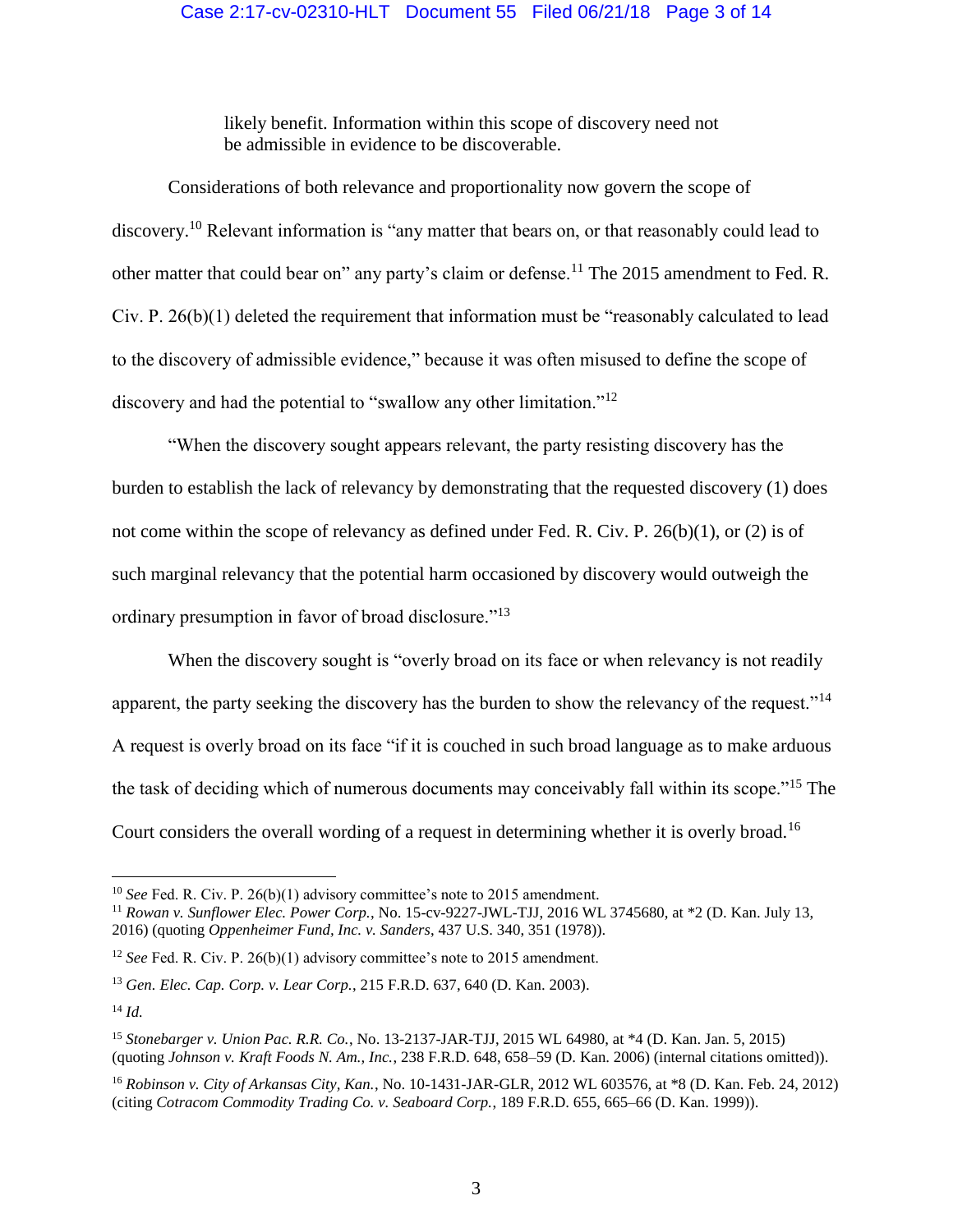> likely benefit. Information within this scope of discovery need not be admissible in evidence to be discoverable.

Considerations of both relevance and proportionality now govern the scope of discovery.[10] Relevant information is "any matter that bears on, or that reasonably could lead to other matter that could bear on" any party's claim or defense.[11] The 2015 amendment to Fed. R. Civ. P. 26(b)(1) deleted the requirement that information must be "reasonably calculated to lead to the discovery of admissible evidence," because it was often misused to define the scope of discovery and had the potential to "swallow any other limitation."[12]

"When the discovery sought appears relevant, the party resisting discovery has the burden to establish the lack of relevancy by demonstrating that the requested discovery (1) does not come within the scope of relevancy as defined under Fed. R. Civ. P. 26(b)(1), or (2) is of such marginal relevancy that the potential harm occasioned by discovery would outweigh the ordinary presumption in favor of broad disclosure."[13]

When the discovery sought is "overly broad on its face or when relevancy is not readily apparent, the party seeking the discovery has the burden to show the relevancy of the request."[14] A request is overly broad on its face "if it is couched in such broad language as to make arduous the task of deciding which of numerous documents may conceivably fall within its scope."[15] The Court considers the overall wording of a request in determining whether it is overly broad.[16]

---

[10] *See* Fed. R. Civ. P. 26(b)(1) advisory committee's note to 2015 amendment.

[11] *Rowan v. Sunflower Elec. Power Corp.*, No. 15-cv-9227-JWL-TJJ, 2016 WL 3745680, at *2 (D. Kan. July 13, 2016) (quoting *Oppenheimer Fund, Inc. v. Sanders*, 437 U.S. 340, 351 (1978)).

[12] *See* Fed. R. Civ. P. 26(b)(1) advisory committee's note to 2015 amendment.

[13] *Gen. Elec. Cap. Corp. v. Lear Corp.*, 215 F.R.D. 637, 640 (D. Kan. 2003).

[14] *Id.*

[15] *Stonebarger v. Union Pac. R.R. Co.*, No. 13-2137-JAR-TJJ, 2015 WL 64980, at *4 (D. Kan. Jan. 5, 2015) (quoting *Johnson v. Kraft Foods N. Am., Inc.*, 238 F.R.D. 648, 658–59 (D. Kan. 2006) (internal citations omitted)).

[16] *Robinson v. City of Arkansas City, Kan.*, No. 10-1431-JAR-GLR, 2012 WL 603576, at *8 (D. Kan. Feb. 24, 2012) (citing *Cotracom Commodity Trading Co. v. Seaboard Corp.*, 189 F.R.D. 655, 665–66 (D. Kan. 1999)).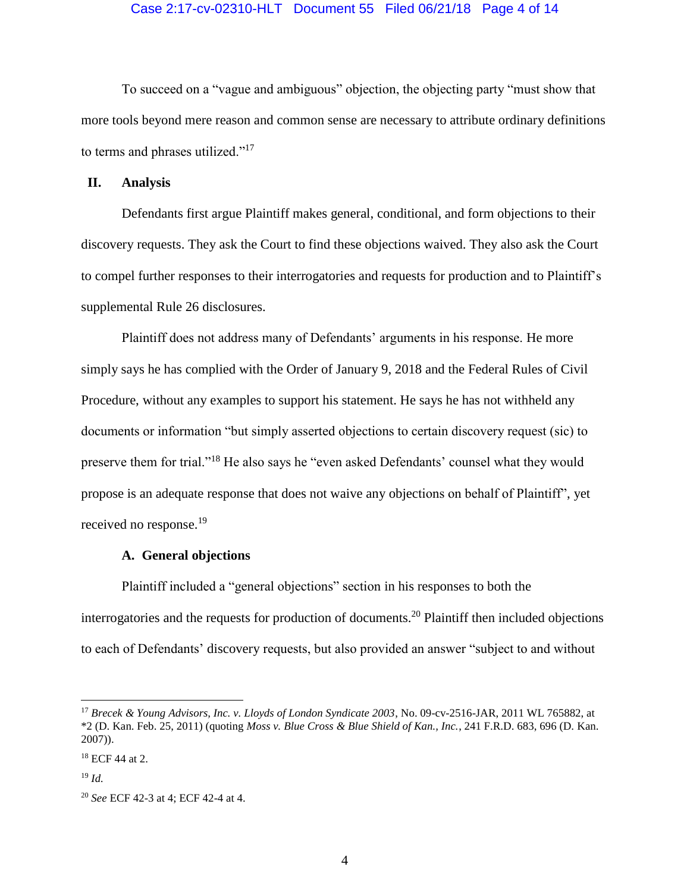To succeed on a "vague and ambiguous" objection, the objecting party "must show that more tools beyond mere reason and common sense are necessary to attribute ordinary definitions to terms and phrases utilized."[17]

## II. Analysis

Defendants first argue Plaintiff makes general, conditional, and form objections to their discovery requests. They ask the Court to find these objections waived. They also ask the Court to compel further responses to their interrogatories and requests for production and to Plaintiff's supplemental Rule 26 disclosures.

Plaintiff does not address many of Defendants' arguments in his response. He more simply says he has complied with the Order of January 9, 2018 and the Federal Rules of Civil Procedure, without any examples to support his statement. He says he has not withheld any documents or information "but simply asserted objections to certain discovery request (sic) to preserve them for trial."[18] He also says he "even asked Defendants' counsel what they would propose is an adequate response that does not waive any objections on behalf of Plaintiff", yet received no response.[19]

### A. General objections

Plaintiff included a "general objections" section in his responses to both the interrogatories and the requests for production of documents.[20] Plaintiff then included objections to each of Defendants' discovery requests, but also provided an answer "subject to and without

---

[17] *Brecek & Young Advisors, Inc. v. Lloyds of London Syndicate 2003*, No. 09-cv-2516-JAR, 2011 WL 765882, at *2 (D. Kan. Feb. 25, 2011) (quoting *Moss v. Blue Cross & Blue Shield of Kan., Inc.*, 241 F.R.D. 683, 696 (D. Kan. 2007)).

[18] ECF 44 at 2.

[19] *Id.*

[20] *See* ECF 42-3 at 4; ECF 42-4 at 4.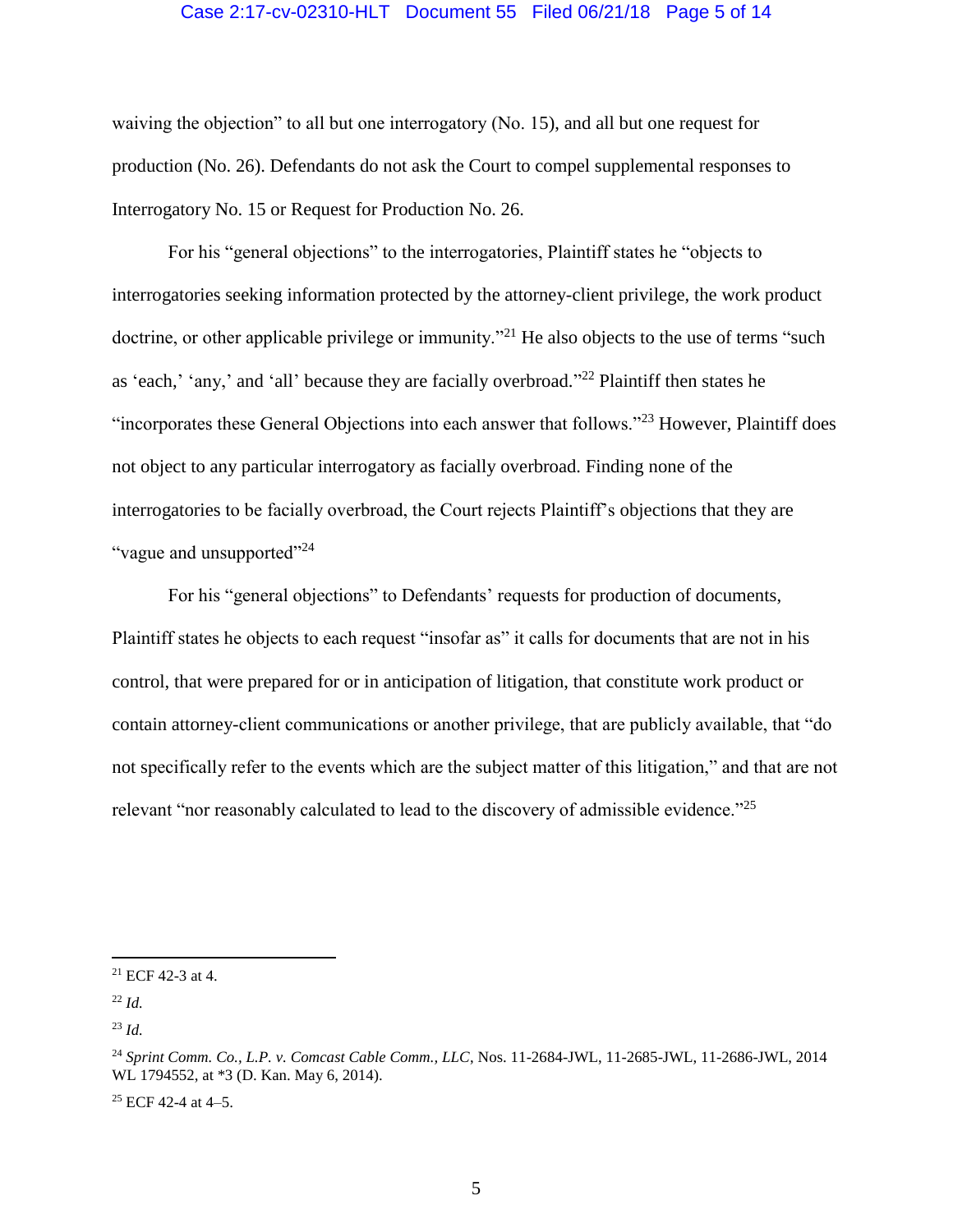waiving the objection" to all but one interrogatory (No. 15), and all but one request for production (No. 26). Defendants do not ask the Court to compel supplemental responses to Interrogatory No. 15 or Request for Production No. 26.

For his "general objections" to the interrogatories, Plaintiff states he "objects to interrogatories seeking information protected by the attorney-client privilege, the work product doctrine, or other applicable privilege or immunity."[21] He also objects to the use of terms "such as 'each,' 'any,' and 'all' because they are facially overbroad."[22] Plaintiff then states he "incorporates these General Objections into each answer that follows."[23] However, Plaintiff does not object to any particular interrogatory as facially overbroad. Finding none of the interrogatories to be facially overbroad, the Court rejects Plaintiff's objections that they are "vague and unsupported"[24]

For his "general objections" to Defendants' requests for production of documents, Plaintiff states he objects to each request "insofar as" it calls for documents that are not in his control, that were prepared for or in anticipation of litigation, that constitute work product or contain attorney-client communications or another privilege, that are publicly available, that "do not specifically refer to the events which are the subject matter of this litigation," and that are not relevant "nor reasonably calculated to lead to the discovery of admissible evidence."[25]

---

[21] ECF 42-3 at 4.

[22] *Id.*

[23] *Id.*

[24] *Sprint Comm. Co., L.P. v. Comcast Cable Comm., LLC*, Nos. 11-2684-JWL, 11-2685-JWL, 11-2686-JWL, 2014 WL 1794552, at *3 (D. Kan. May 6, 2014).

[25] ECF 42-4 at 4–5.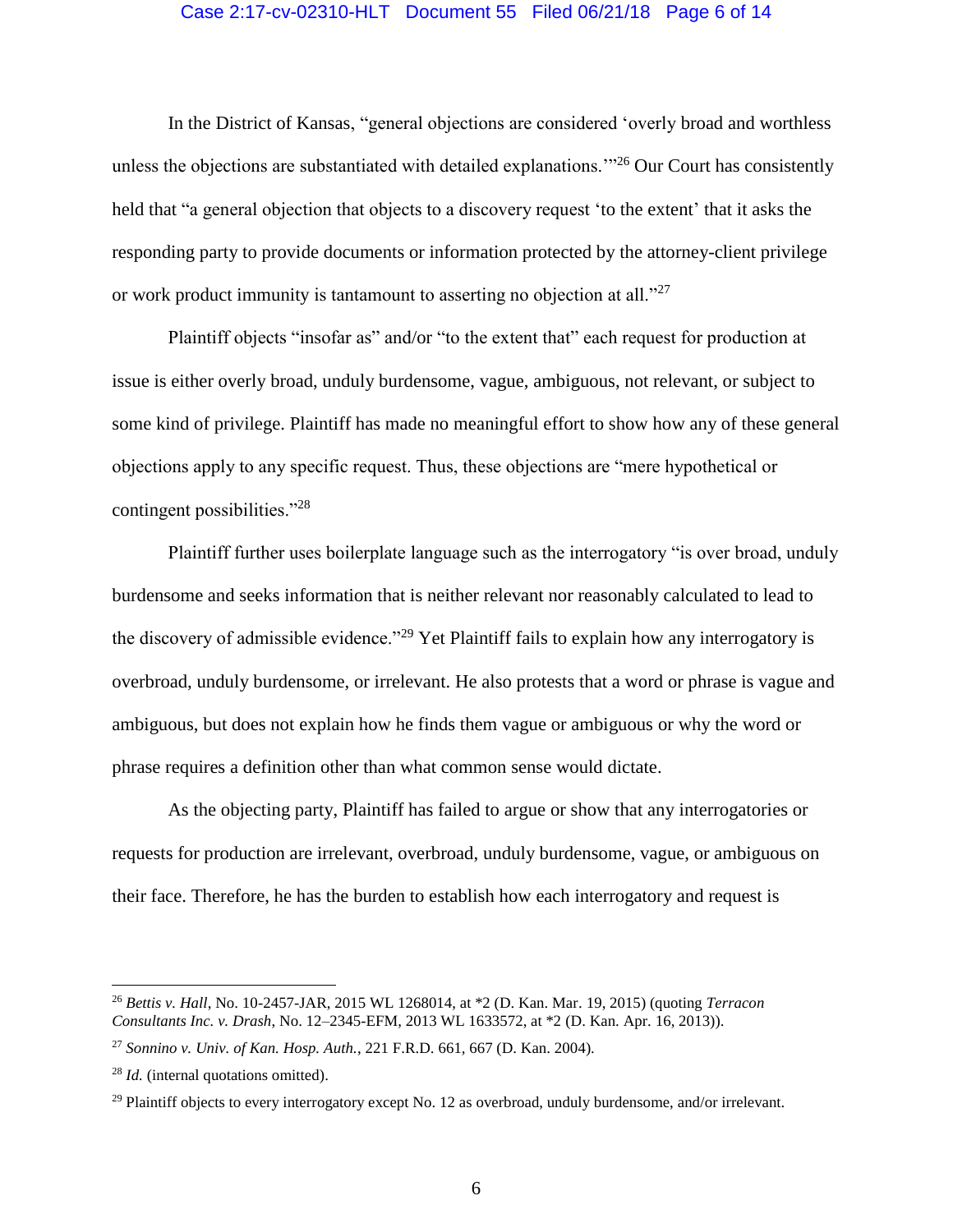In the District of Kansas, "general objections are considered 'overly broad and worthless unless the objections are substantiated with detailed explanations.'"[26] Our Court has consistently held that "a general objection that objects to a discovery request 'to the extent' that it asks the responding party to provide documents or information protected by the attorney-client privilege or work product immunity is tantamount to asserting no objection at all."[27]

Plaintiff objects "insofar as" and/or "to the extent that" each request for production at issue is either overly broad, unduly burdensome, vague, ambiguous, not relevant, or subject to some kind of privilege. Plaintiff has made no meaningful effort to show how any of these general objections apply to any specific request. Thus, these objections are "mere hypothetical or contingent possibilities."[28]

Plaintiff further uses boilerplate language such as the interrogatory "is over broad, unduly burdensome and seeks information that is neither relevant nor reasonably calculated to lead to the discovery of admissible evidence."[29] Yet Plaintiff fails to explain how any interrogatory is overbroad, unduly burdensome, or irrelevant. He also protests that a word or phrase is vague and ambiguous, but does not explain how he finds them vague or ambiguous or why the word or phrase requires a definition other than what common sense would dictate.

As the objecting party, Plaintiff has failed to argue or show that any interrogatories or requests for production are irrelevant, overbroad, unduly burdensome, vague, or ambiguous on their face. Therefore, he has the burden to establish how each interrogatory and request is

---

[26] *Bettis v. Hall*, No. 10-2457-JAR, 2015 WL 1268014, at *2 (D. Kan. Mar. 19, 2015) (quoting *Terracon Consultants Inc. v. Drash*, No. 12–2345-EFM, 2013 WL 1633572, at *2 (D. Kan. Apr. 16, 2013)).

[27] *Sonnino v. Univ. of Kan. Hosp. Auth.*, 221 F.R.D. 661, 667 (D. Kan. 2004).

[28] *Id.* (internal quotations omitted).

[29] Plaintiff objects to every interrogatory except No. 12 as overbroad, unduly burdensome, and/or irrelevant.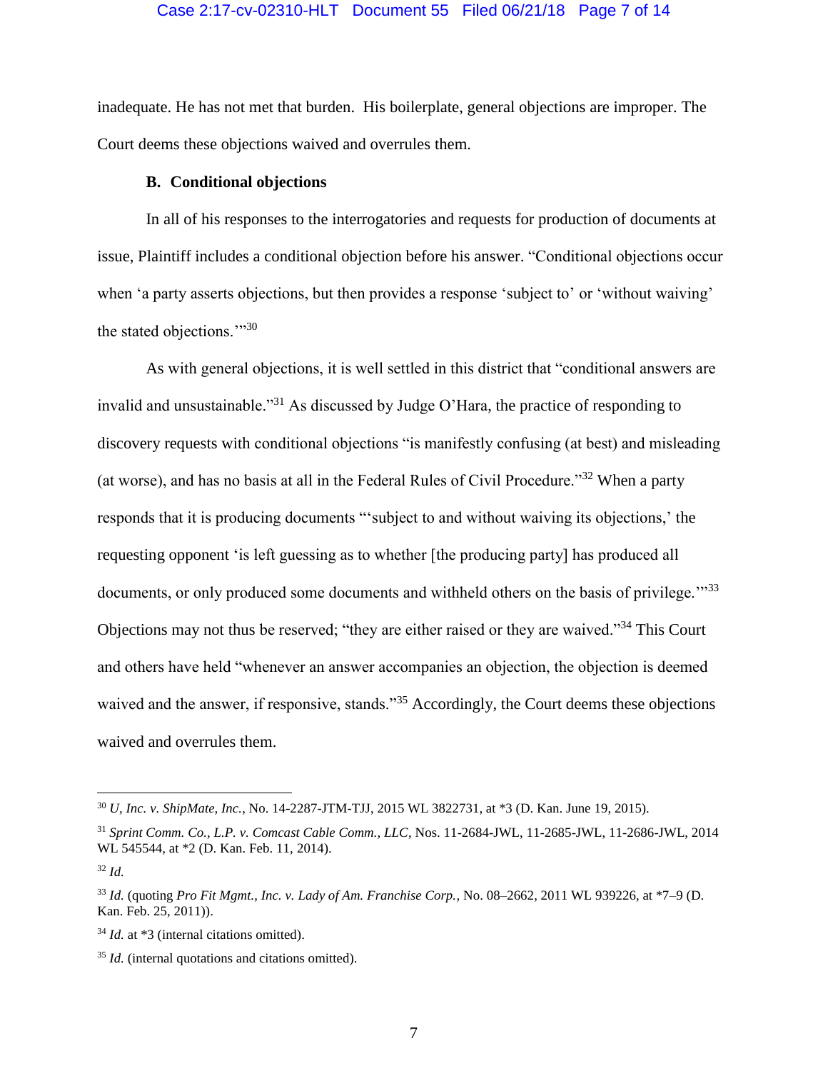inadequate. He has not met that burden. His boilerplate, general objections are improper. The Court deems these objections waived and overrules them.

### B. Conditional objections

In all of his responses to the interrogatories and requests for production of documents at issue, Plaintiff includes a conditional objection before his answer. "Conditional objections occur when 'a party asserts objections, but then provides a response 'subject to' or 'without waiving' the stated objections.'"[30]

As with general objections, it is well settled in this district that "conditional answers are invalid and unsustainable."[31] As discussed by Judge O'Hara, the practice of responding to discovery requests with conditional objections "is manifestly confusing (at best) and misleading (at worse), and has no basis at all in the Federal Rules of Civil Procedure."[32] When a party responds that it is producing documents "'subject to and without waiving its objections,' the requesting opponent 'is left guessing as to whether [the producing party] has produced all documents, or only produced some documents and withheld others on the basis of privilege.'"[33] Objections may not thus be reserved; "they are either raised or they are waived."[34] This Court and others have held "whenever an answer accompanies an objection, the objection is deemed waived and the answer, if responsive, stands."[35] Accordingly, the Court deems these objections waived and overrules them.

---

[30] *U, Inc. v. ShipMate, Inc.*, No. 14-2287-JTM-TJJ, 2015 WL 3822731, at *3 (D. Kan. June 19, 2015).

[31] *Sprint Comm. Co., L.P. v. Comcast Cable Comm., LLC*, Nos. 11-2684-JWL, 11-2685-JWL, 11-2686-JWL, 2014 WL 545544, at *2 (D. Kan. Feb. 11, 2014).

[32] *Id.*

[33] *Id.* (quoting *Pro Fit Mgmt., Inc. v. Lady of Am. Franchise Corp.*, No. 08–2662, 2011 WL 939226, at *7–9 (D. Kan. Feb. 25, 2011)).

[34] *Id.* at *3 (internal citations omitted).

[35] *Id.* (internal quotations and citations omitted).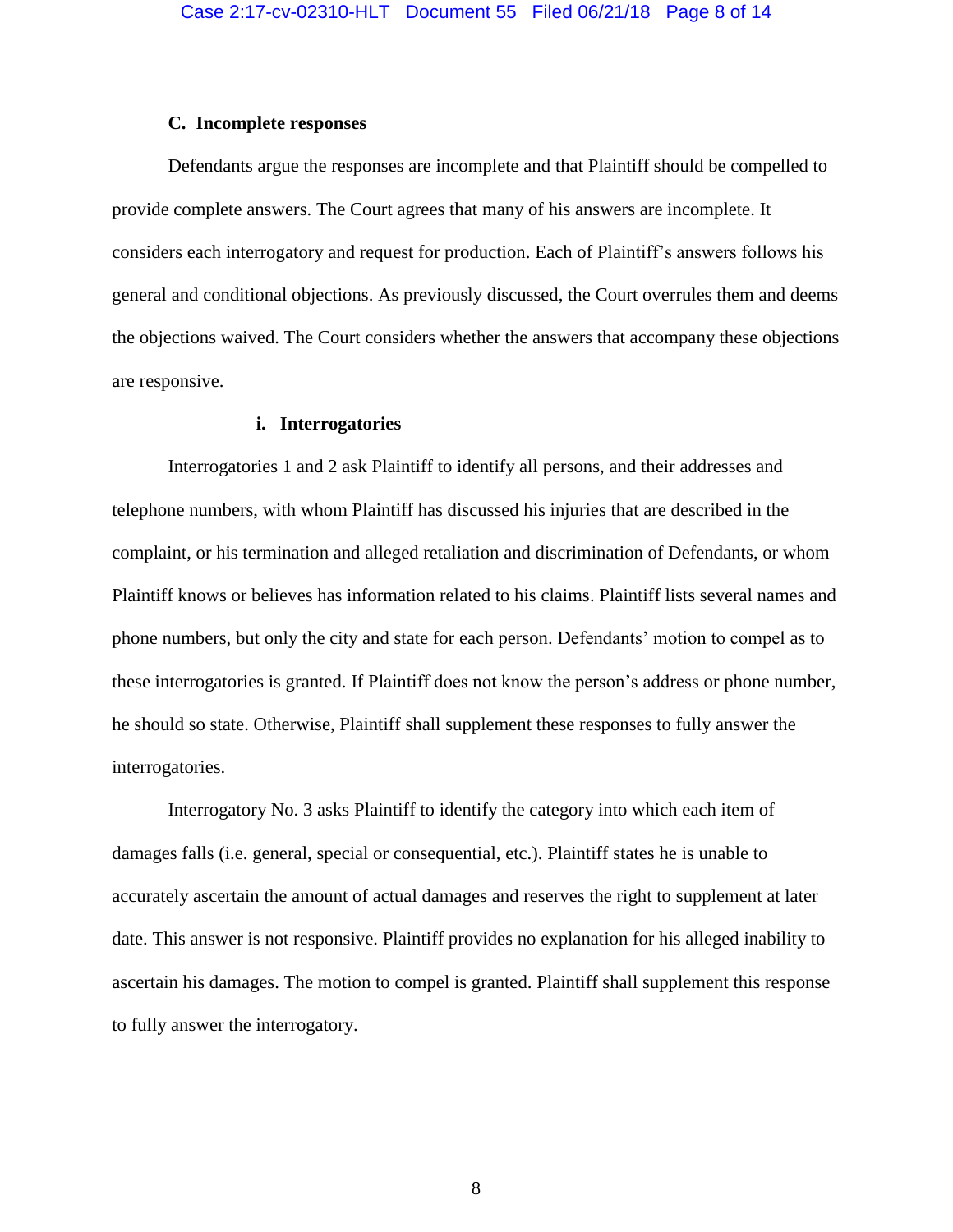### C. Incomplete responses

Defendants argue the responses are incomplete and that Plaintiff should be compelled to provide complete answers. The Court agrees that many of his answers are incomplete. It considers each interrogatory and request for production. Each of Plaintiff's answers follows his general and conditional objections. As previously discussed, the Court overrules them and deems the objections waived. The Court considers whether the answers that accompany these objections are responsive.

#### i. Interrogatories

Interrogatories 1 and 2 ask Plaintiff to identify all persons, and their addresses and telephone numbers, with whom Plaintiff has discussed his injuries that are described in the complaint, or his termination and alleged retaliation and discrimination of Defendants, or whom Plaintiff knows or believes has information related to his claims. Plaintiff lists several names and phone numbers, but only the city and state for each person. Defendants' motion to compel as to these interrogatories is granted. If Plaintiff does not know the person's address or phone number, he should so state. Otherwise, Plaintiff shall supplement these responses to fully answer the interrogatories.

Interrogatory No. 3 asks Plaintiff to identify the category into which each item of damages falls (i.e. general, special or consequential, etc.). Plaintiff states he is unable to accurately ascertain the amount of actual damages and reserves the right to supplement at later date. This answer is not responsive. Plaintiff provides no explanation for his alleged inability to ascertain his damages. The motion to compel is granted. Plaintiff shall supplement this response to fully answer the interrogatory.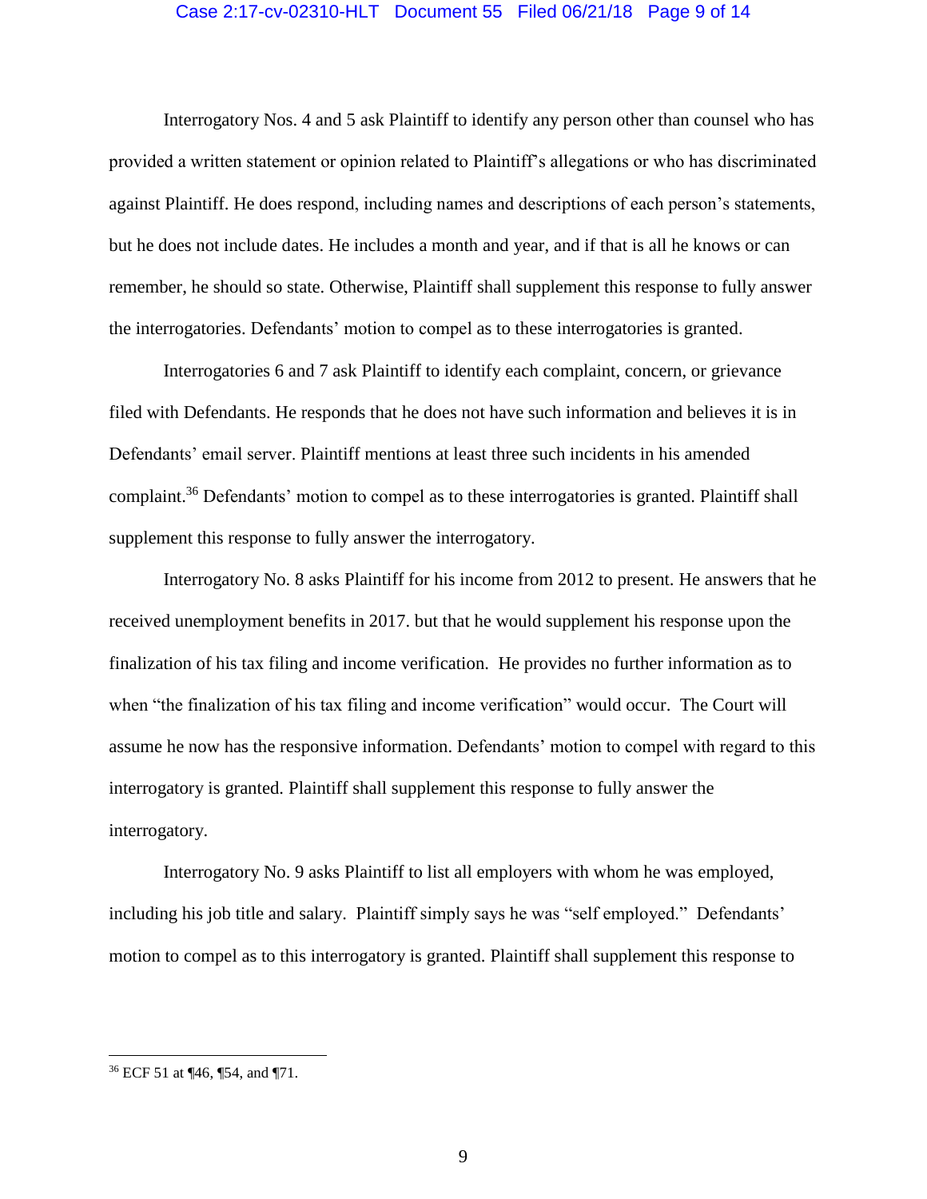Interrogatory Nos. 4 and 5 ask Plaintiff to identify any person other than counsel who has provided a written statement or opinion related to Plaintiff's allegations or who has discriminated against Plaintiff. He does respond, including names and descriptions of each person's statements, but he does not include dates. He includes a month and year, and if that is all he knows or can remember, he should so state. Otherwise, Plaintiff shall supplement this response to fully answer the interrogatories. Defendants' motion to compel as to these interrogatories is granted.

Interrogatories 6 and 7 ask Plaintiff to identify each complaint, concern, or grievance filed with Defendants. He responds that he does not have such information and believes it is in Defendants' email server. Plaintiff mentions at least three such incidents in his amended complaint.[36] Defendants' motion to compel as to these interrogatories is granted. Plaintiff shall supplement this response to fully answer the interrogatory.

Interrogatory No. 8 asks Plaintiff for his income from 2012 to present. He answers that he received unemployment benefits in 2017. but that he would supplement his response upon the finalization of his tax filing and income verification. He provides no further information as to when "the finalization of his tax filing and income verification" would occur. The Court will assume he now has the responsive information. Defendants' motion to compel with regard to this interrogatory is granted. Plaintiff shall supplement this response to fully answer the interrogatory.

Interrogatory No. 9 asks Plaintiff to list all employers with whom he was employed, including his job title and salary. Plaintiff simply says he was "self employed." Defendants' motion to compel as to this interrogatory is granted. Plaintiff shall supplement this response to

---

[36] ECF 51 at ¶46, ¶54, and ¶71.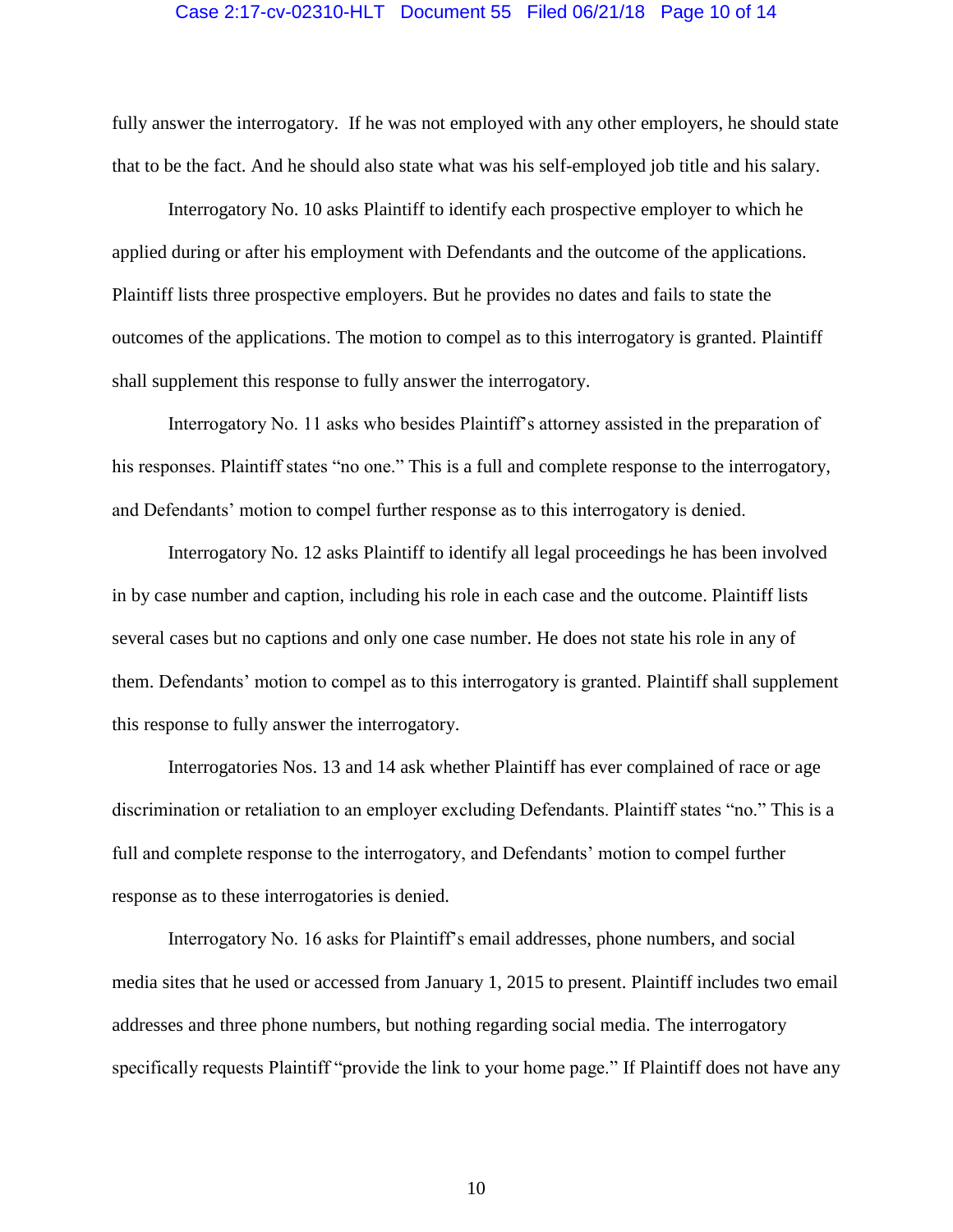fully answer the interrogatory. If he was not employed with any other employers, he should state that to be the fact. And he should also state what was his self-employed job title and his salary.

Interrogatory No. 10 asks Plaintiff to identify each prospective employer to which he applied during or after his employment with Defendants and the outcome of the applications. Plaintiff lists three prospective employers. But he provides no dates and fails to state the outcomes of the applications. The motion to compel as to this interrogatory is granted. Plaintiff shall supplement this response to fully answer the interrogatory.

Interrogatory No. 11 asks who besides Plaintiff's attorney assisted in the preparation of his responses. Plaintiff states "no one." This is a full and complete response to the interrogatory, and Defendants' motion to compel further response as to this interrogatory is denied.

Interrogatory No. 12 asks Plaintiff to identify all legal proceedings he has been involved in by case number and caption, including his role in each case and the outcome. Plaintiff lists several cases but no captions and only one case number. He does not state his role in any of them. Defendants' motion to compel as to this interrogatory is granted. Plaintiff shall supplement this response to fully answer the interrogatory.

Interrogatories Nos. 13 and 14 ask whether Plaintiff has ever complained of race or age discrimination or retaliation to an employer excluding Defendants. Plaintiff states "no." This is a full and complete response to the interrogatory, and Defendants' motion to compel further response as to these interrogatories is denied.

Interrogatory No. 16 asks for Plaintiff's email addresses, phone numbers, and social media sites that he used or accessed from January 1, 2015 to present. Plaintiff includes two email addresses and three phone numbers, but nothing regarding social media. The interrogatory specifically requests Plaintiff "provide the link to your home page." If Plaintiff does not have any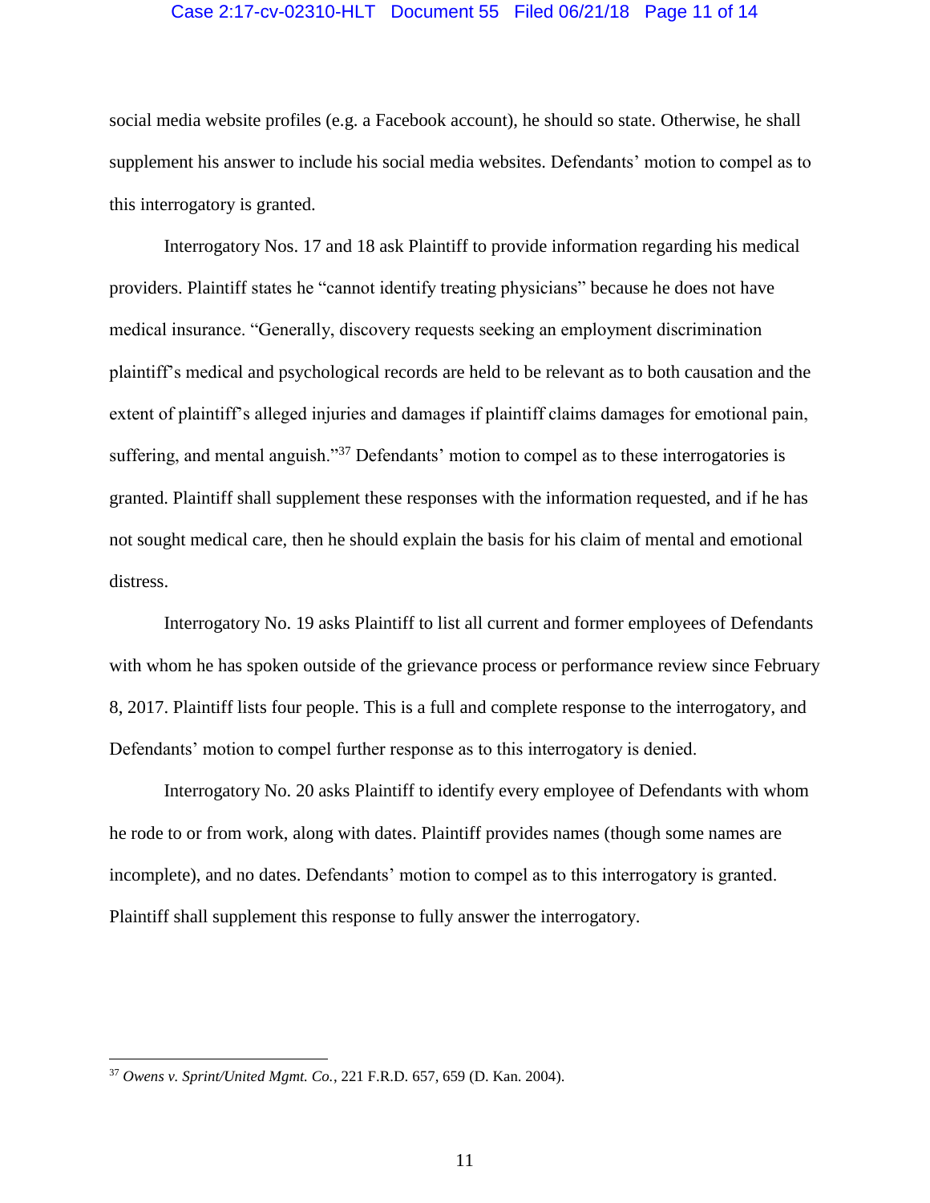social media website profiles (e.g. a Facebook account), he should so state. Otherwise, he shall supplement his answer to include his social media websites. Defendants' motion to compel as to this interrogatory is granted.

Interrogatory Nos. 17 and 18 ask Plaintiff to provide information regarding his medical providers. Plaintiff states he "cannot identify treating physicians" because he does not have medical insurance. "Generally, discovery requests seeking an employment discrimination plaintiff's medical and psychological records are held to be relevant as to both causation and the extent of plaintiff's alleged injuries and damages if plaintiff claims damages for emotional pain, suffering, and mental anguish."[37] Defendants' motion to compel as to these interrogatories is granted. Plaintiff shall supplement these responses with the information requested, and if he has not sought medical care, then he should explain the basis for his claim of mental and emotional distress.

Interrogatory No. 19 asks Plaintiff to list all current and former employees of Defendants with whom he has spoken outside of the grievance process or performance review since February 8, 2017. Plaintiff lists four people. This is a full and complete response to the interrogatory, and Defendants' motion to compel further response as to this interrogatory is denied.

Interrogatory No. 20 asks Plaintiff to identify every employee of Defendants with whom he rode to or from work, along with dates. Plaintiff provides names (though some names are incomplete), and no dates. Defendants' motion to compel as to this interrogatory is granted. Plaintiff shall supplement this response to fully answer the interrogatory.

---

[37] *Owens v. Sprint/United Mgmt. Co.*, 221 F.R.D. 657, 659 (D. Kan. 2004).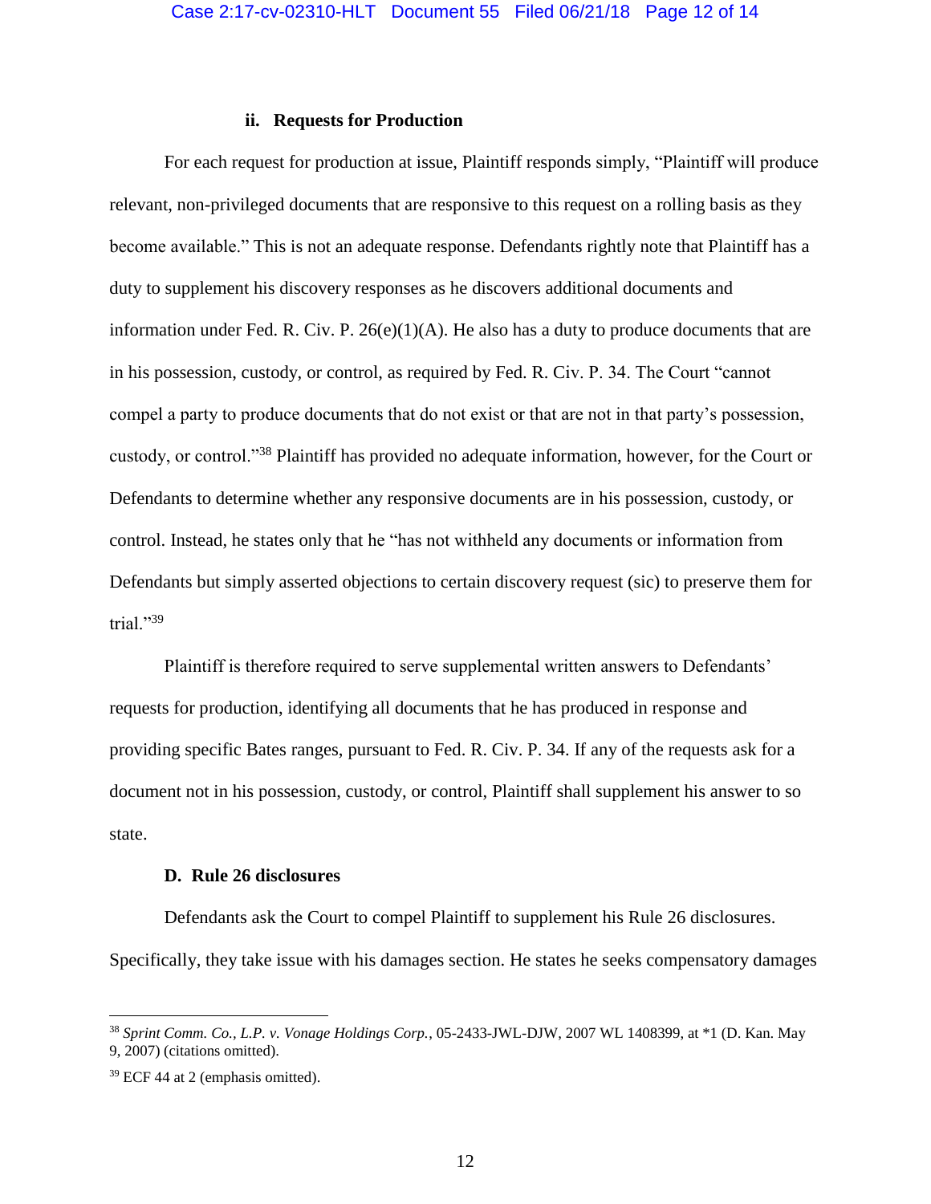#### ii. Requests for Production

For each request for production at issue, Plaintiff responds simply, "Plaintiff will produce relevant, non-privileged documents that are responsive to this request on a rolling basis as they become available." This is not an adequate response. Defendants rightly note that Plaintiff has a duty to supplement his discovery responses as he discovers additional documents and information under Fed. R. Civ. P. 26(e)(1)(A). He also has a duty to produce documents that are in his possession, custody, or control, as required by Fed. R. Civ. P. 34. The Court "cannot compel a party to produce documents that do not exist or that are not in that party's possession, custody, or control."[38] Plaintiff has provided no adequate information, however, for the Court or Defendants to determine whether any responsive documents are in his possession, custody, or control. Instead, he states only that he "has not withheld any documents or information from Defendants but simply asserted objections to certain discovery request (sic) to preserve them for trial."[39]

Plaintiff is therefore required to serve supplemental written answers to Defendants' requests for production, identifying all documents that he has produced in response and providing specific Bates ranges, pursuant to Fed. R. Civ. P. 34. If any of the requests ask for a document not in his possession, custody, or control, Plaintiff shall supplement his answer to so state.

### D. Rule 26 disclosures

Defendants ask the Court to compel Plaintiff to supplement his Rule 26 disclosures. Specifically, they take issue with his damages section. He states he seeks compensatory damages

---

[38] *Sprint Comm. Co., L.P. v. Vonage Holdings Corp.*, 05-2433-JWL-DJW, 2007 WL 1408399, at *1 (D. Kan. May 9, 2007) (citations omitted).

[39] ECF 44 at 2 (emphasis omitted).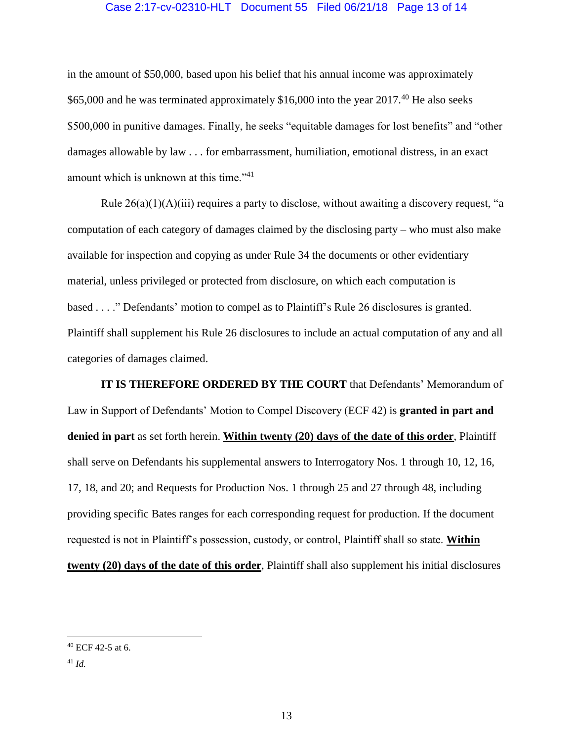in the amount of $50,000, based upon his belief that his annual income was approximately $65,000 and he was terminated approximately $16,000 into the year 2017.[40] He also seeks $500,000 in punitive damages. Finally, he seeks "equitable damages for lost benefits" and "other damages allowable by law . . . for embarrassment, humiliation, emotional distress, in an exact amount which is unknown at this time."[41]

Rule 26(a)(1)(A)(iii) requires a party to disclose, without awaiting a discovery request, "a computation of each category of damages claimed by the disclosing party – who must also make available for inspection and copying as under Rule 34 the documents or other evidentiary material, unless privileged or protected from disclosure, on which each computation is based . . . ." Defendants' motion to compel as to Plaintiff's Rule 26 disclosures is granted. Plaintiff shall supplement his Rule 26 disclosures to include an actual computation of any and all categories of damages claimed.

**IT IS THEREFORE ORDERED BY THE COURT** that Defendants' Memorandum of Law in Support of Defendants' Motion to Compel Discovery (ECF 42) is **granted in part and denied in part** as set forth herein. **Within twenty (20) days of the date of this order**, Plaintiff shall serve on Defendants his supplemental answers to Interrogatory Nos. 1 through 10, 12, 16, 17, 18, and 20; and Requests for Production Nos. 1 through 25 and 27 through 48, including providing specific Bates ranges for each corresponding request for production. If the document requested is not in Plaintiff's possession, custody, or control, Plaintiff shall so state. **Within twenty (20) days of the date of this order**, Plaintiff shall also supplement his initial disclosures

---

[40] ECF 42-5 at 6.

[41] *Id.*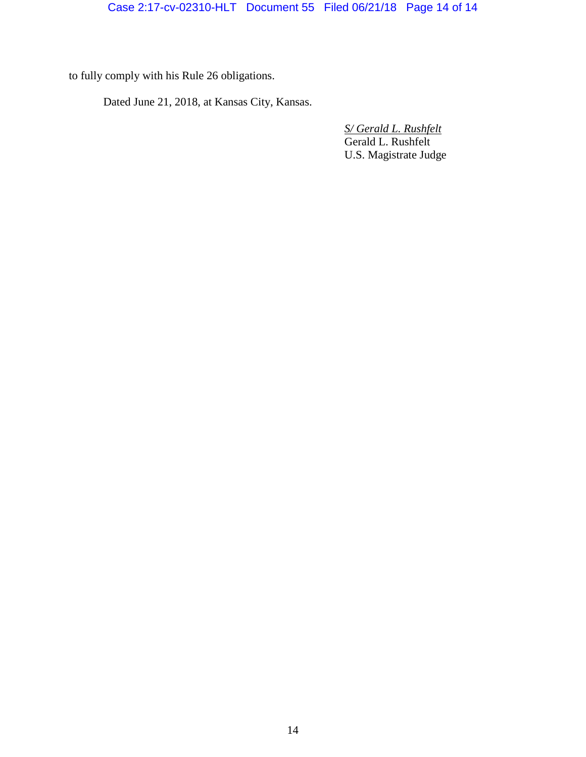to fully comply with his Rule 26 obligations.

Dated June 21, 2018, at Kansas City, Kansas.

S/ *Gerald L. Rushfelt*
Gerald L. Rushfelt
U.S. Magistrate Judge